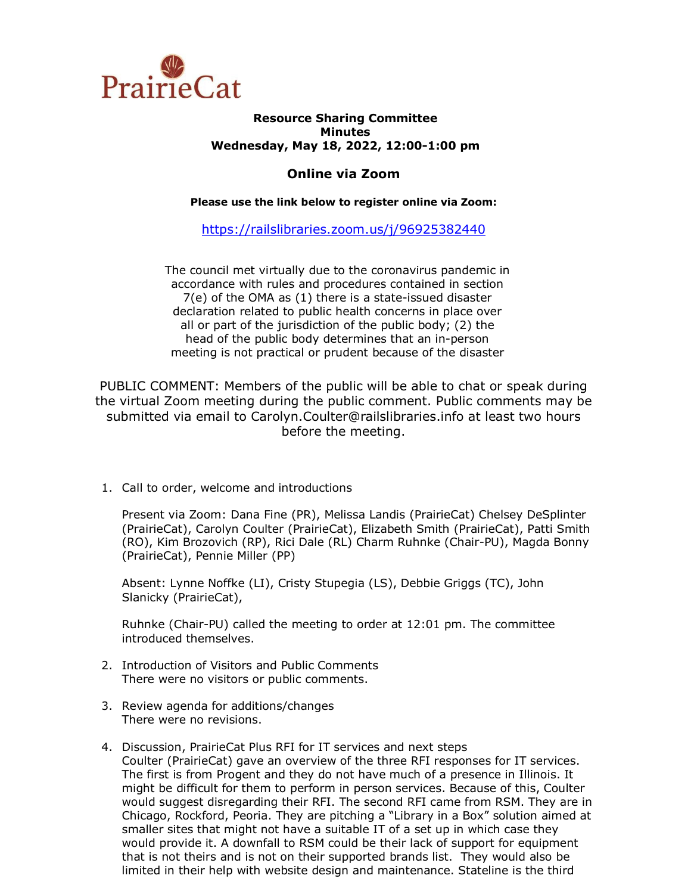PrairieCat

**Resource Sharing Committee**
**Minutes**
**Wednesday, May 18, 2022, 12:00-1:00 pm**

## Online via Zoom

**Please use the link below to register online via Zoom:**

https://railslibraries.zoom.us/j/96925382440

The council met virtually due to the coronavirus pandemic in accordance with rules and procedures contained in section 7(e) of the OMA as (1) there is a state-issued disaster declaration related to public health concerns in place over all or part of the jurisdiction of the public body; (2) the head of the public body determines that an in-person meeting is not practical or prudent because of the disaster

PUBLIC COMMENT: Members of the public will be able to chat or speak during the virtual Zoom meeting during the public comment. Public comments may be submitted via email to Carolyn.Coulter@railslibraries.info at least two hours before the meeting.

1. Call to order, welcome and introductions

   Present via Zoom: Dana Fine (PR), Melissa Landis (PrairieCat) Chelsey DeSplinter (PrairieCat), Carolyn Coulter (PrairieCat), Elizabeth Smith (PrairieCat), Patti Smith (RO), Kim Brozovich (RP), Rici Dale (RL) Charm Ruhnke (Chair-PU), Magda Bonny (PrairieCat), Pennie Miller (PP)

   Absent: Lynne Noffke (LI), Cristy Stupegia (LS), Debbie Griggs (TC), John Slanicky (PrairieCat),

   Ruhnke (Chair-PU) called the meeting to order at 12:01 pm. The committee introduced themselves.

2. Introduction of Visitors and Public Comments
   There were no visitors or public comments.

3. Review agenda for additions/changes
   There were no revisions.

4. Discussion, PrairieCat Plus RFI for IT services and next steps
   Coulter (PrairieCat) gave an overview of the three RFI responses for IT services. The first is from Progent and they do not have much of a presence in Illinois. It might be difficult for them to perform in person services. Because of this, Coulter would suggest disregarding their RFI. The second RFI came from RSM. They are in Chicago, Rockford, Peoria. They are pitching a "Library in a Box" solution aimed at smaller sites that might not have a suitable IT of a set up in which case they would provide it. A downfall to RSM could be their lack of support for equipment that is not theirs and is not on their supported brands list. They would also be limited in their help with website design and maintenance. Stateline is the third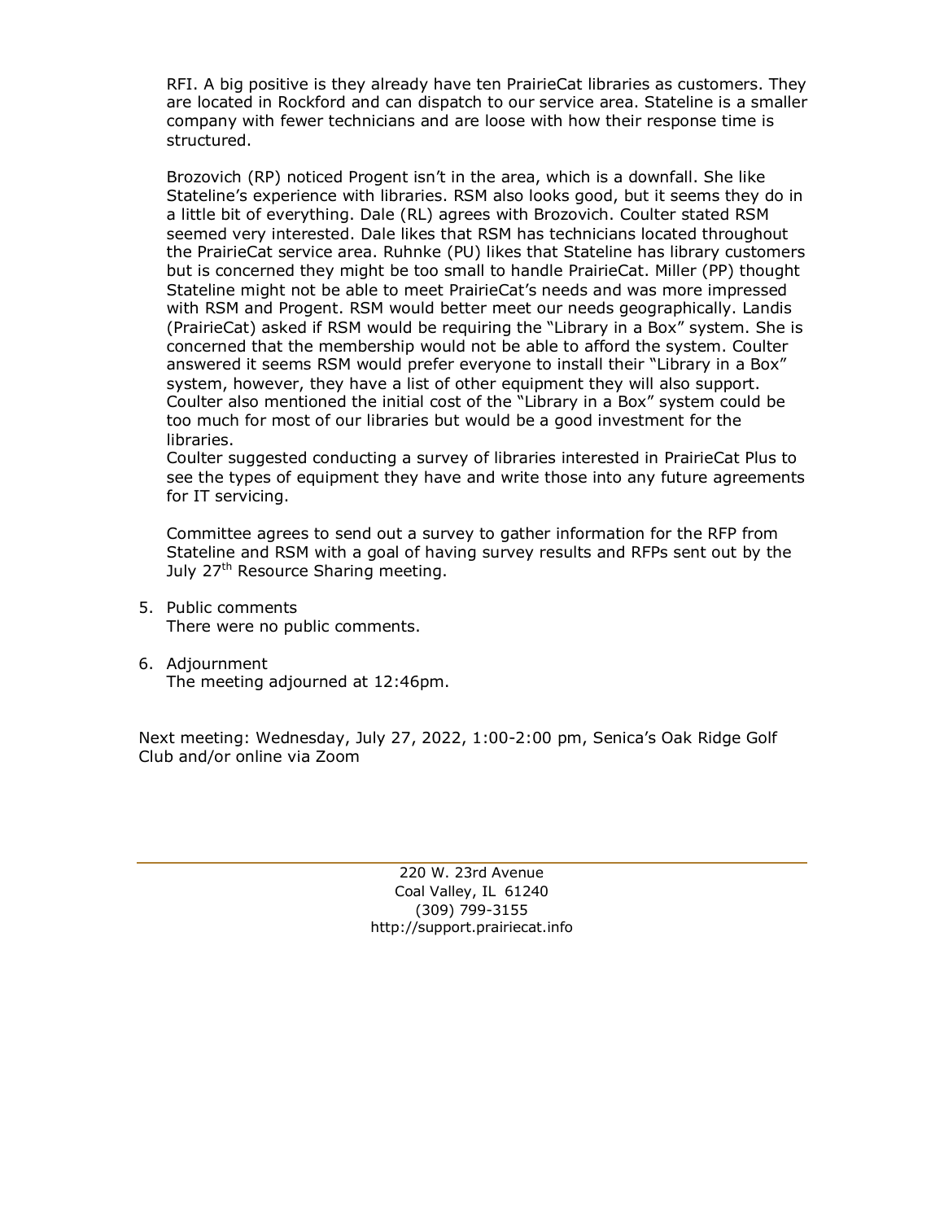RFI. A big positive is they already have ten PrairieCat libraries as customers. They are located in Rockford and can dispatch to our service area. Stateline is a smaller company with fewer technicians and are loose with how their response time is structured.

Brozovich (RP) noticed Progent isn't in the area, which is a downfall. She like Stateline's experience with libraries. RSM also looks good, but it seems they do in a little bit of everything. Dale (RL) agrees with Brozovich. Coulter stated RSM seemed very interested. Dale likes that RSM has technicians located throughout the PrairieCat service area. Ruhnke (PU) likes that Stateline has library customers but is concerned they might be too small to handle PrairieCat. Miller (PP) thought Stateline might not be able to meet PrairieCat's needs and was more impressed with RSM and Progent. RSM would better meet our needs geographically. Landis (PrairieCat) asked if RSM would be requiring the "Library in a Box" system. She is concerned that the membership would not be able to afford the system. Coulter answered it seems RSM would prefer everyone to install their "Library in a Box" system, however, they have a list of other equipment they will also support. Coulter also mentioned the initial cost of the "Library in a Box" system could be too much for most of our libraries but would be a good investment for the libraries.
Coulter suggested conducting a survey of libraries interested in PrairieCat Plus to see the types of equipment they have and write those into any future agreements for IT servicing.

Committee agrees to send out a survey to gather information for the RFP from Stateline and RSM with a goal of having survey results and RFPs sent out by the July 27th Resource Sharing meeting.

5. Public comments
   There were no public comments.

6. Adjournment
   The meeting adjourned at 12:46pm.

Next meeting: Wednesday, July 27, 2022, 1:00-2:00 pm, Senica's Oak Ridge Golf Club and/or online via Zoom

220 W. 23rd Avenue
Coal Valley, IL 61240
(309) 799-3155
http://support.prairiecat.info